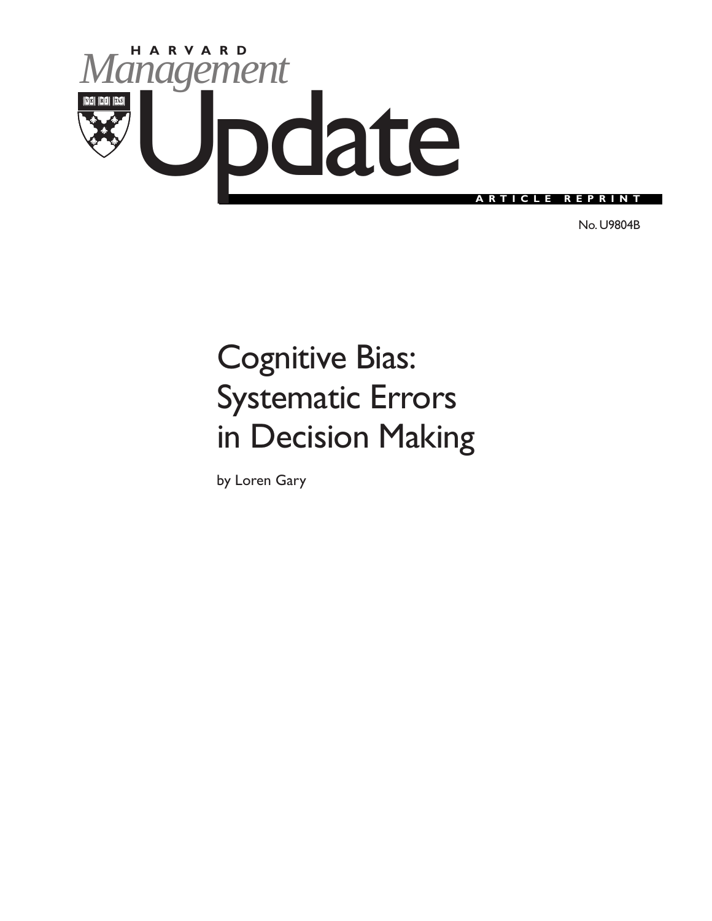HARVARD

# Management Update

ARTICLE REPRINT

No. U9804B

# Cognitive Bias: Systematic Errors in Decision Making

by Loren Gary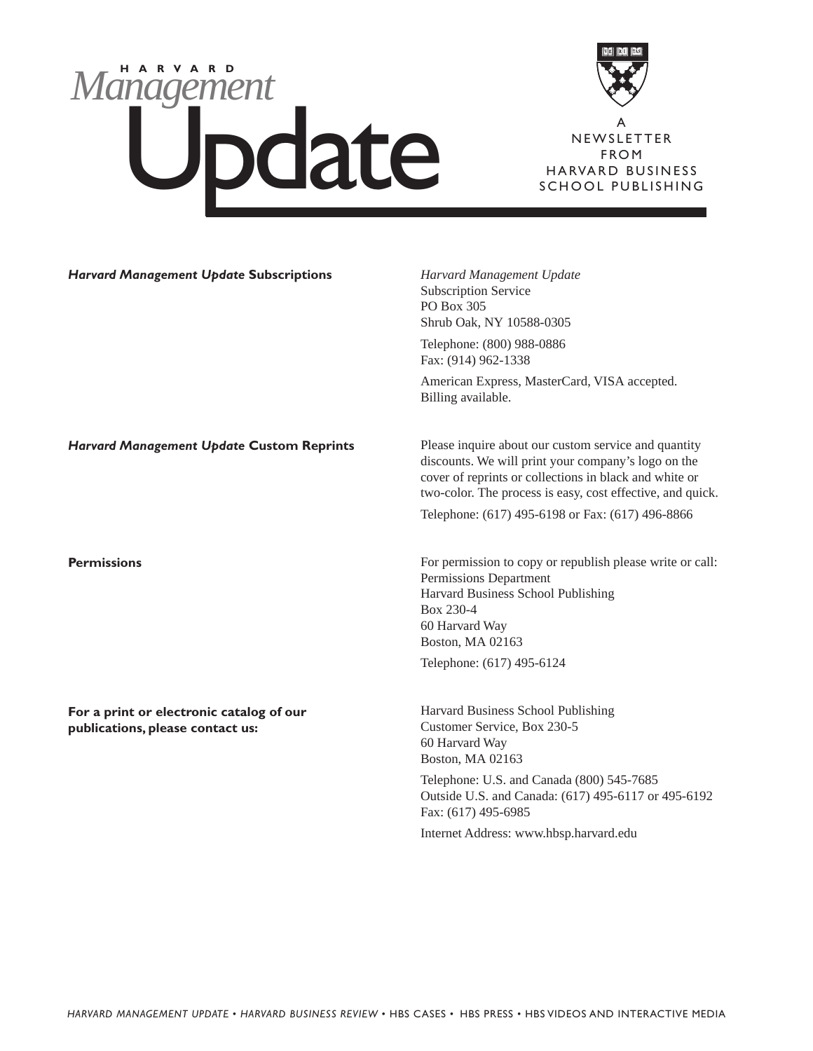# HARVARD *Management* Update

A NEWSLETTER FROM HARVARD BUSINESS SCHOOL PUBLISHING

**_Harvard Management Update_ Subscriptions**

*Harvard Management Update*
Subscription Service
PO Box 305
Shrub Oak, NY 10588-0305

Telephone: (800) 988-0886
Fax: (914) 962-1338

American Express, MasterCard, VISA accepted.
Billing available.

**_Harvard Management Update_ Custom Reprints**

Please inquire about our custom service and quantity discounts. We will print your company's logo on the cover of reprints or collections in black and white or two-color. The process is easy, cost effective, and quick.

Telephone: (617) 495-6198 or Fax: (617) 496-8866

**Permissions**

For permission to copy or republish please write or call:
Permissions Department
Harvard Business School Publishing
Box 230-4
60 Harvard Way
Boston, MA 02163

Telephone: (617) 495-6124

**For a print or electronic catalog of our publications, please contact us:**

Harvard Business School Publishing
Customer Service, Box 230-5
60 Harvard Way
Boston, MA 02163

Telephone: U.S. and Canada (800) 545-7685
Outside U.S. and Canada: (617) 495-6117 or 495-6192
Fax: (617) 495-6985

Internet Address: www.hbsp.harvard.edu

*HARVARD MANAGEMENT UPDATE* • *HARVARD BUSINESS REVIEW* • HBS CASES • HBS PRESS • HBS VIDEOS AND INTERACTIVE MEDIA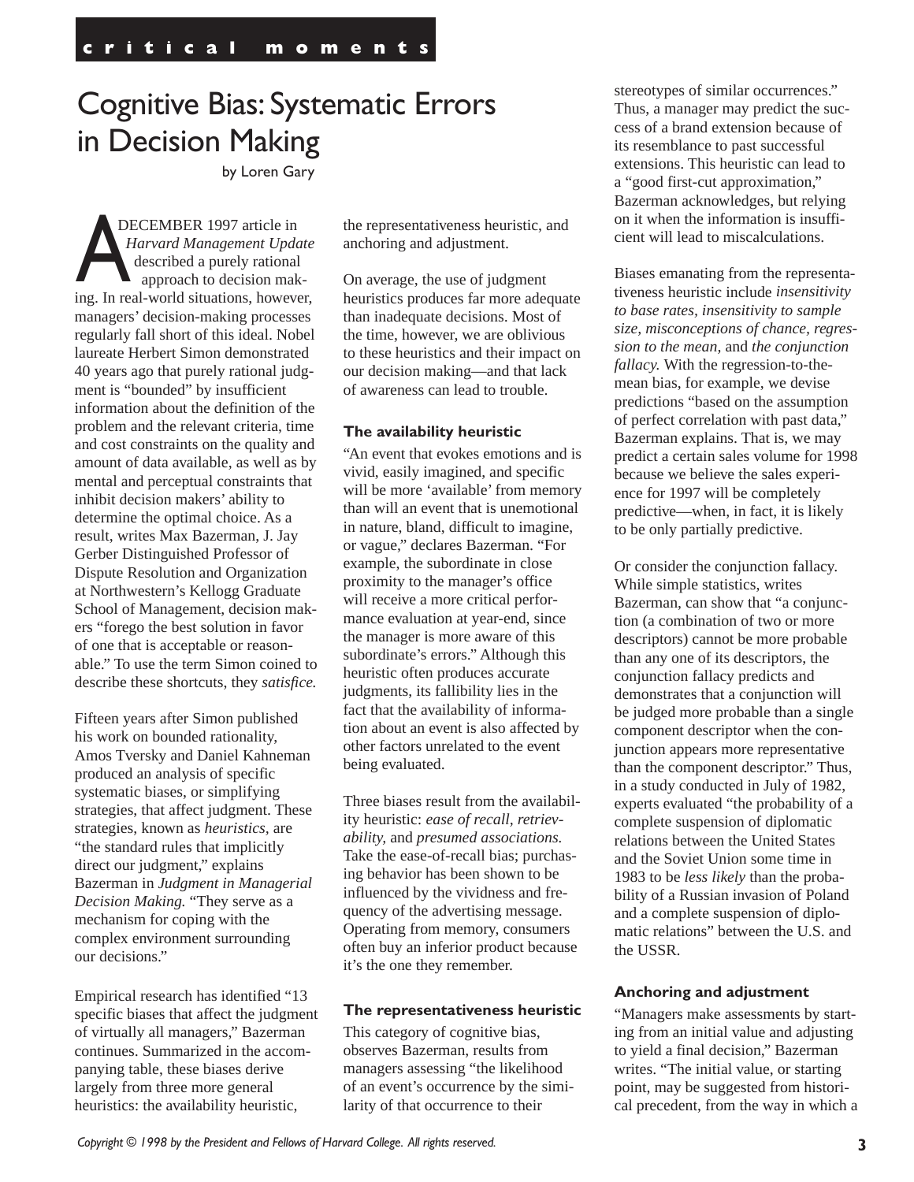critical moments

# Cognitive Bias: Systematic Errors in Decision Making

by Loren Gary

A DECEMBER 1997 article in *Harvard Management Update* described a purely rational approach to decision making. In real-world situations, however, managers' decision-making processes regularly fall short of this ideal. Nobel laureate Herbert Simon demonstrated 40 years ago that purely rational judgment is "bounded" by insufficient information about the definition of the problem and the relevant criteria, time and cost constraints on the quality and amount of data available, as well as by mental and perceptual constraints that inhibit decision makers' ability to determine the optimal choice. As a result, writes Max Bazerman, J. Jay Gerber Distinguished Professor of Dispute Resolution and Organization at Northwestern's Kellogg Graduate School of Management, decision makers "forego the best solution in favor of one that is acceptable or reasonable." To use the term Simon coined to describe these shortcuts, they *satisfice.*

Fifteen years after Simon published his work on bounded rationality, Amos Tversky and Daniel Kahneman produced an analysis of specific systematic biases, or simplifying strategies, that affect judgment. These strategies, known as *heuristics*, are "the standard rules that implicitly direct our judgment," explains Bazerman in *Judgment in Managerial Decision Making.* "They serve as a mechanism for coping with the complex environment surrounding our decisions."

Empirical research has identified "13 specific biases that affect the judgment of virtually all managers," Bazerman continues. Summarized in the accompanying table, these biases derive largely from three more general heuristics: the availability heuristic, the representativeness heuristic, and anchoring and adjustment.

On average, the use of judgment heuristics produces far more adequate than inadequate decisions. Most of the time, however, we are oblivious to these heuristics and their impact on our decision making—and that lack of awareness can lead to trouble.

### The availability heuristic

"An event that evokes emotions and is vivid, easily imagined, and specific will be more 'available' from memory than will an event that is unemotional in nature, bland, difficult to imagine, or vague," declares Bazerman. "For example, the subordinate in close proximity to the manager's office will receive a more critical performance evaluation at year-end, since the manager is more aware of this subordinate's errors." Although this heuristic often produces accurate judgments, its fallibility lies in the fact that the availability of information about an event is also affected by other factors unrelated to the event being evaluated.

Three biases result from the availability heuristic: *ease of recall*, *retrievability*, and *presumed associations.* Take the ease-of-recall bias; purchasing behavior has been shown to be influenced by the vividness and frequency of the advertising message. Operating from memory, consumers often buy an inferior product because it's the one they remember.

### The representativeness heuristic

This category of cognitive bias, observes Bazerman, results from managers assessing "the likelihood of an event's occurrence by the similarity of that occurrence to their stereotypes of similar occurrences." Thus, a manager may predict the success of a brand extension because of its resemblance to past successful extensions. This heuristic can lead to a "good first-cut approximation," Bazerman acknowledges, but relying on it when the information is insufficient will lead to miscalculations.

Biases emanating from the representativeness heuristic include *insensitivity to base rates, insensitivity to sample size, misconceptions of chance, regression to the mean,* and *the conjunction fallacy.* With the regression-to-the-mean bias, for example, we devise predictions "based on the assumption of perfect correlation with past data," Bazerman explains. That is, we may predict a certain sales volume for 1998 because we believe the sales experience for 1997 will be completely predictive—when, in fact, it is likely to be only partially predictive.

Or consider the conjunction fallacy. While simple statistics, writes Bazerman, can show that "a conjunction (a combination of two or more descriptors) cannot be more probable than any one of its descriptors, the conjunction fallacy predicts and demonstrates that a conjunction will be judged more probable than a single component descriptor when the conjunction appears more representative than the component descriptor." Thus, in a study conducted in July of 1982, experts evaluated "the probability of a complete suspension of diplomatic relations between the United States and the Soviet Union some time in 1983 to be *less likely* than the probability of a Russian invasion of Poland and a complete suspension of diplomatic relations" between the U.S. and the USSR.

### Anchoring and adjustment

"Managers make assessments by starting from an initial value and adjusting to yield a final decision," Bazerman writes. "The initial value, or starting point, may be suggested from historical precedent, from the way in which a

*Copyright © 1998 by the President and Fellows of Harvard College. All rights reserved.*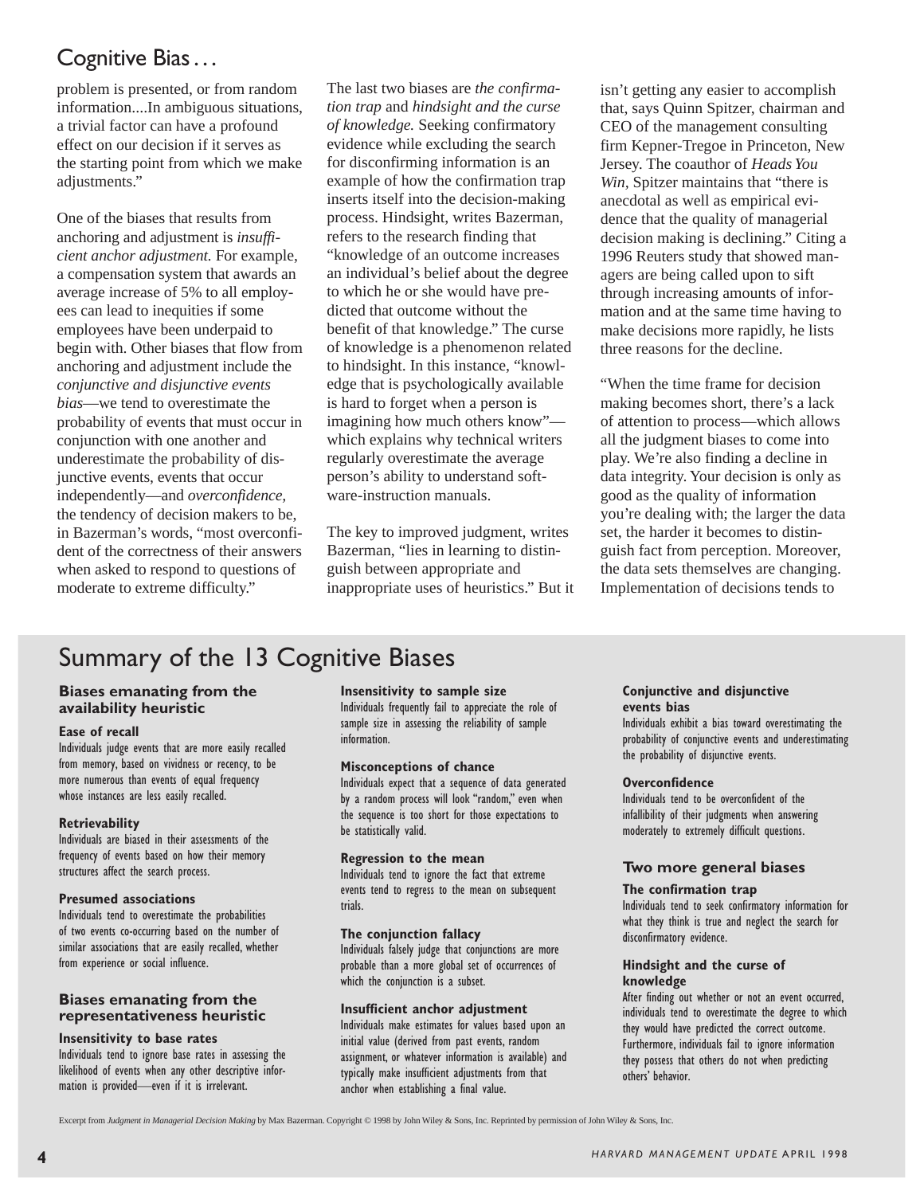problem is presented, or from random information....In ambiguous situations, a trivial factor can have a profound effect on our decision if it serves as the starting point from which we make adjustments."

One of the biases that results from anchoring and adjustment is *insufficient anchor adjustment.* For example, a compensation system that awards an average increase of 5% to all employees can lead to inequities if some employees have been underpaid to begin with. Other biases that flow from anchoring and adjustment include the *conjunctive and disjunctive events bias*—we tend to overestimate the probability of events that must occur in conjunction with one another and underestimate the probability of disjunctive events, events that occur independently—and *overconfidence,* the tendency of decision makers to be, in Bazerman's words, "most overconfident of the correctness of their answers when asked to respond to questions of moderate to extreme difficulty."

The last two biases are *the confirmation trap* and *hindsight and the curse of knowledge.* Seeking confirmatory evidence while excluding the search for disconfirming information is an example of how the confirmation trap inserts itself into the decision-making process. Hindsight, writes Bazerman, refers to the research finding that "knowledge of an outcome increases an individual's belief about the degree to which he or she would have predicted that outcome without the benefit of that knowledge." The curse of knowledge is a phenomenon related to hindsight. In this instance, "knowledge that is psychologically available is hard to forget when a person is imagining how much others know"—which explains why technical writers regularly overestimate the average person's ability to understand software-instruction manuals.

The key to improved judgment, writes Bazerman, "lies in learning to distinguish between appropriate and inappropriate uses of heuristics." But it isn't getting any easier to accomplish that, says Quinn Spitzer, chairman and CEO of the management consulting firm Kepner-Tregoe in Princeton, New Jersey. The coauthor of *Heads You Win*, Spitzer maintains that "there is anecdotal as well as empirical evidence that the quality of managerial decision making is declining." Citing a 1996 Reuters study that showed managers are being called upon to sift through increasing amounts of information and at the same time having to make decisions more rapidly, he lists three reasons for the decline.

"When the time frame for decision making becomes short, there's a lack of attention to process—which allows all the judgment biases to come into play. We're also finding a decline in data integrity. Your decision is only as good as the quality of information you're dealing with; the larger the data set, the harder it becomes to distinguish fact from perception. Moreover, the data sets themselves are changing. Implementation of decisions tends to

## Summary of the 13 Cognitive Biases

### Biases emanating from the availability heuristic

**Ease of recall**
Individuals judge events that are more easily recalled from memory, based on vividness or recency, to be more numerous than events of equal frequency whose instances are less easily recalled.

**Retrievability**
Individuals are biased in their assessments of the frequency of events based on how their memory structures affect the search process.

**Presumed associations**
Individuals tend to overestimate the probabilities of two events co-occurring based on the number of similar associations that are easily recalled, whether from experience or social influence.

### Biases emanating from the representativeness heuristic

**Insensitivity to base rates**
Individuals tend to ignore base rates in assessing the likelihood of events when any other descriptive information is provided—even if it is irrelevant.

**Insensitivity to sample size**
Individuals frequently fail to appreciate the role of sample size in assessing the reliability of sample information.

**Misconceptions of chance**
Individuals expect that a sequence of data generated by a random process will look "random," even when the sequence is too short for those expectations to be statistically valid.

**Regression to the mean**
Individuals tend to ignore the fact that extreme events tend to regress to the mean on subsequent trials.

**The conjunction fallacy**
Individuals falsely judge that conjunctions are more probable than a more global set of occurrences of which the conjunction is a subset.

**Insufficient anchor adjustment**
Individuals make estimates for values based upon an initial value (derived from past events, random assignment, or whatever information is available) and typically make insufficient adjustments from that anchor when establishing a final value.

**Conjunctive and disjunctive events bias**
Individuals exhibit a bias toward overestimating the probability of conjunctive events and underestimating the probability of disjunctive events.

**Overconfidence**
Individuals tend to be overconfident of the infallibility of their judgments when answering moderately to extremely difficult questions.

### Two more general biases

**The confirmation trap**
Individuals tend to seek confirmatory information for what they think is true and neglect the search for disconfirmatory evidence.

**Hindsight and the curse of knowledge**
After finding out whether or not an event occurred, individuals tend to overestimate the degree to which they would have predicted the correct outcome. Furthermore, individuals fail to ignore information they possess that others do not when predicting others' behavior.

Excerpt from *Judgment in Managerial Decision Making* by Max Bazerman. Copyright © 1998 by John Wiley & Sons, Inc. Reprinted by permission of John Wiley & Sons, Inc.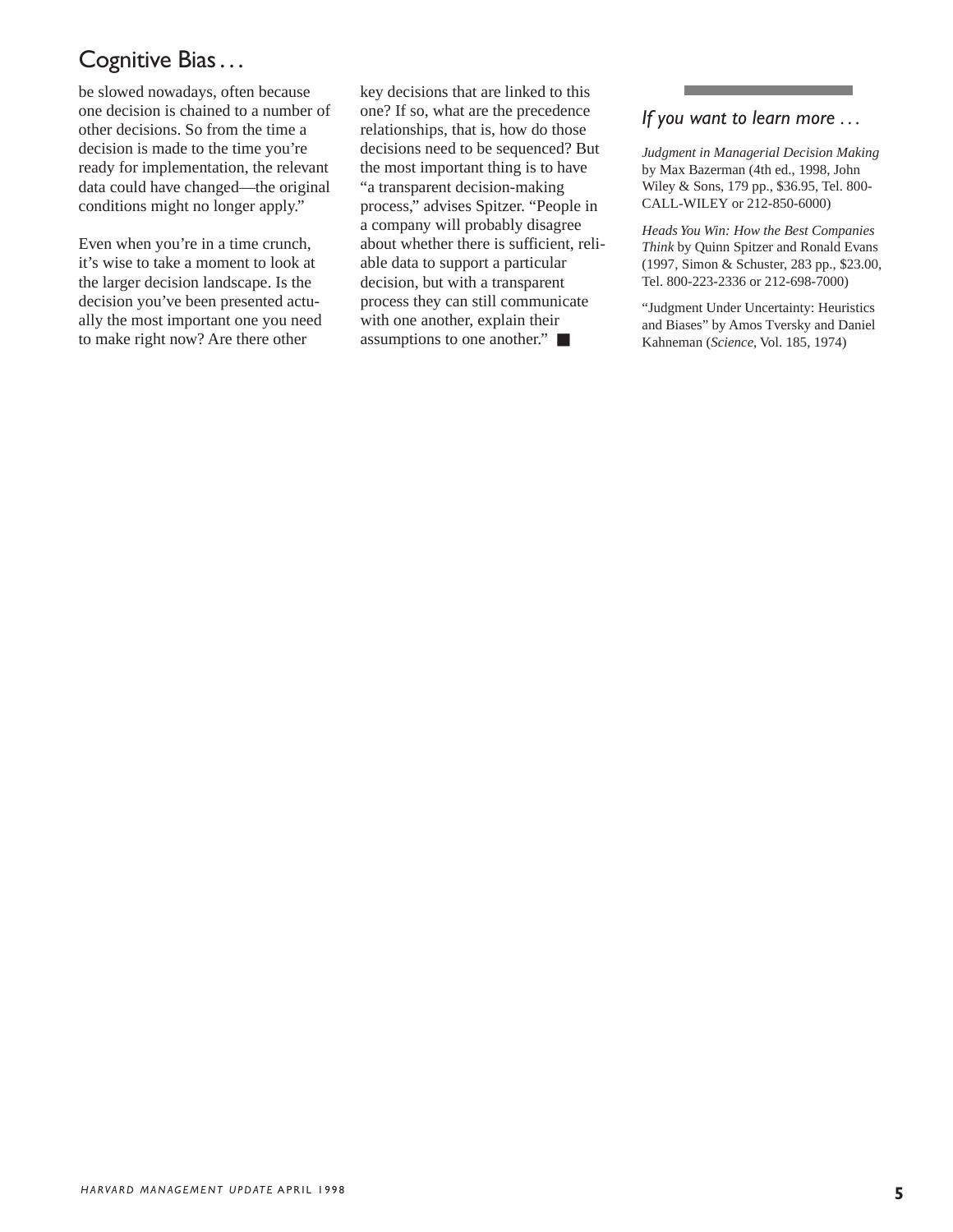be slowed nowadays, often because one decision is chained to a number of other decisions. So from the time a decision is made to the time you're ready for implementation, the relevant data could have changed—the original conditions might no longer apply."

Even when you're in a time crunch, it's wise to take a moment to look at the larger decision landscape. Is the decision you've been presented actually the most important one you need to make right now? Are there other key decisions that are linked to this one? If so, what are the precedence relationships, that is, how do those decisions need to be sequenced? But the most important thing is to have "a transparent decision-making process," advises Spitzer. "People in a company will probably disagree about whether there is sufficient, reliable data to support a particular decision, but with a transparent process they can still communicate with one another, explain their assumptions to one another." ■

### *If you want to learn more . . .*

*Judgment in Managerial Decision Making* by Max Bazerman (4th ed., 1998, John Wiley & Sons, 179 pp., $36.95, Tel. 800-CALL-WILEY or 212-850-6000)

*Heads You Win: How the Best Companies Think* by Quinn Spitzer and Ronald Evans (1997, Simon & Schuster, 283 pp., $23.00, Tel. 800-223-2336 or 212-698-7000)

"Judgment Under Uncertainty: Heuristics and Biases" by Amos Tversky and Daniel Kahneman (*Science,* Vol. 185, 1974)